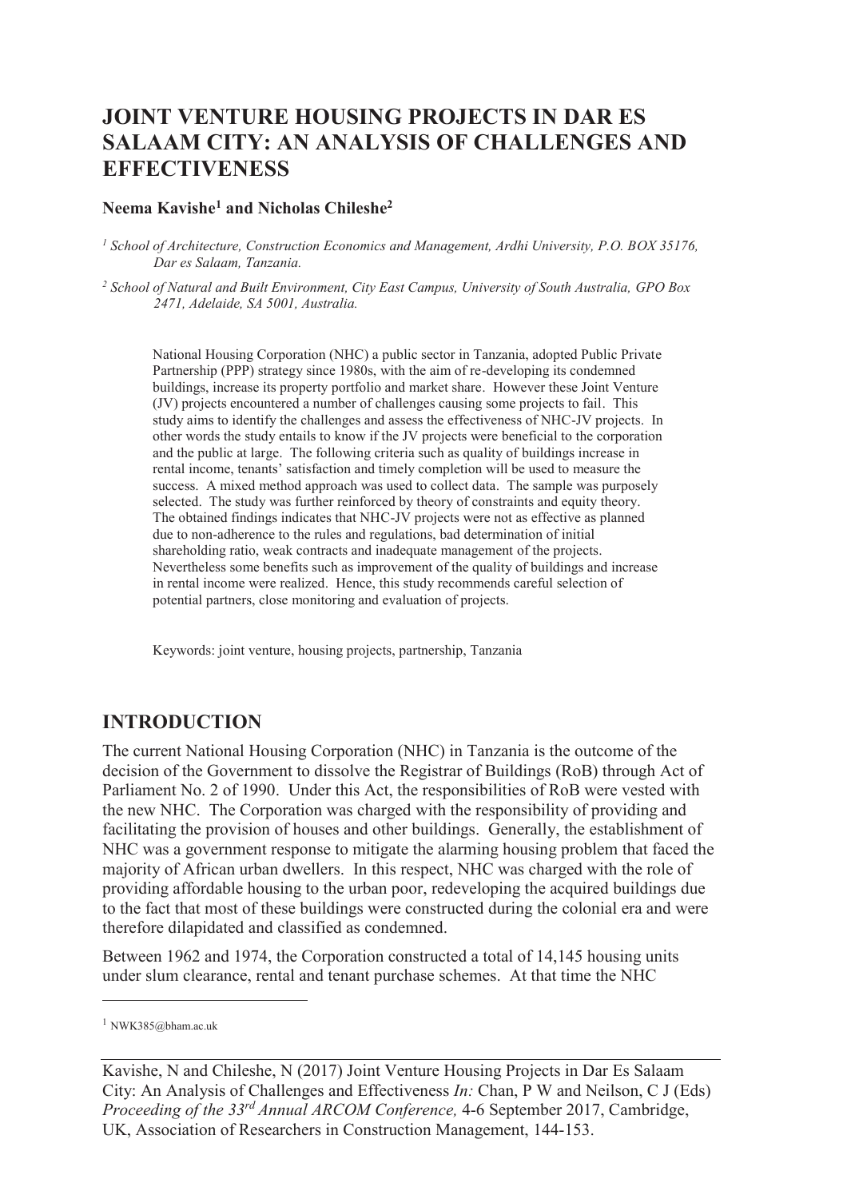# JOINT VENTURE HOUSING PROJECTS IN DAR ES SALAAM CITY: AN ANALYSIS OF CHALLENGES AND EFFECTIVENESS

**Neema Kavishe[1] and Nicholas Chileshe[2]**

[1] *School of Architecture, Construction Economics and Management, Ardhi University, P.O. BOX 35176, Dar es Salaam, Tanzania.*

[2] *School of Natural and Built Environment, City East Campus, University of South Australia, GPO Box 2471, Adelaide, SA 5001, Australia.*

National Housing Corporation (NHC) a public sector in Tanzania, adopted Public Private Partnership (PPP) strategy since 1980s, with the aim of re-developing its condemned buildings, increase its property portfolio and market share. However these Joint Venture (JV) projects encountered a number of challenges causing some projects to fail. This study aims to identify the challenges and assess the effectiveness of NHC-JV projects. In other words the study entails to know if the JV projects were beneficial to the corporation and the public at large. The following criteria such as quality of buildings increase in rental income, tenants' satisfaction and timely completion will be used to measure the success. A mixed method approach was used to collect data. The sample was purposely selected. The study was further reinforced by theory of constraints and equity theory. The obtained findings indicates that NHC-JV projects were not as effective as planned due to non-adherence to the rules and regulations, bad determination of initial shareholding ratio, weak contracts and inadequate management of the projects. Nevertheless some benefits such as improvement of the quality of buildings and increase in rental income were realized. Hence, this study recommends careful selection of potential partners, close monitoring and evaluation of projects.

Keywords: joint venture, housing projects, partnership, Tanzania

## INTRODUCTION

The current National Housing Corporation (NHC) in Tanzania is the outcome of the decision of the Government to dissolve the Registrar of Buildings (RoB) through Act of Parliament No. 2 of 1990. Under this Act, the responsibilities of RoB were vested with the new NHC. The Corporation was charged with the responsibility of providing and facilitating the provision of houses and other buildings. Generally, the establishment of NHC was a government response to mitigate the alarming housing problem that faced the majority of African urban dwellers. In this respect, NHC was charged with the role of providing affordable housing to the urban poor, redeveloping the acquired buildings due to the fact that most of these buildings were constructed during the colonial era and were therefore dilapidated and classified as condemned.

Between 1962 and 1974, the Corporation constructed a total of 14,145 housing units under slum clearance, rental and tenant purchase schemes. At that time the NHC

[1] NWK385@bham.ac.uk

Kavishe, N and Chileshe, N (2017) Joint Venture Housing Projects in Dar Es Salaam City: An Analysis of Challenges and Effectiveness *In:* Chan, P W and Neilson, C J (Eds) *Proceeding of the 33rd Annual ARCOM Conference,* 4-6 September 2017, Cambridge, UK, Association of Researchers in Construction Management, 144-153.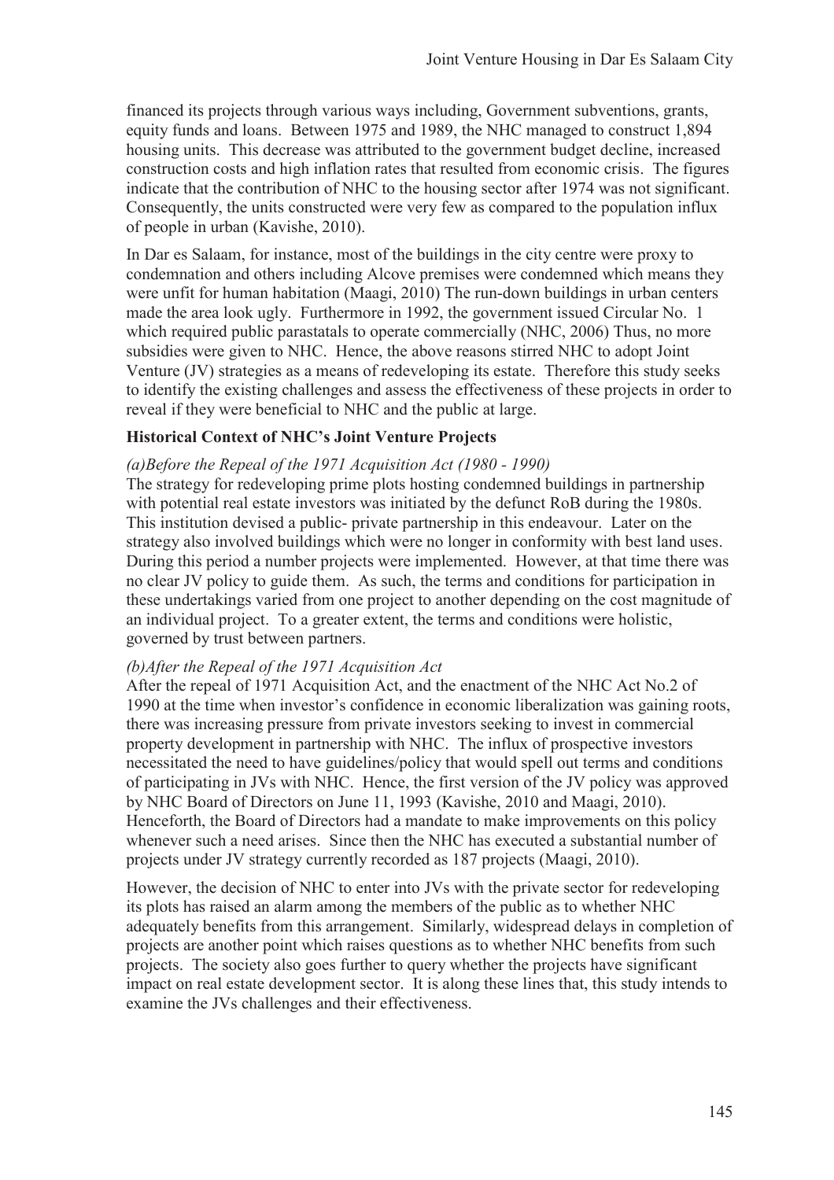financed its projects through various ways including, Government subventions, grants, equity funds and loans. Between 1975 and 1989, the NHC managed to construct 1,894 housing units. This decrease was attributed to the government budget decline, increased construction costs and high inflation rates that resulted from economic crisis. The figures indicate that the contribution of NHC to the housing sector after 1974 was not significant. Consequently, the units constructed were very few as compared to the population influx of people in urban (Kavishe, 2010).

In Dar es Salaam, for instance, most of the buildings in the city centre were proxy to condemnation and others including Alcove premises were condemned which means they were unfit for human habitation (Maagi, 2010) The run-down buildings in urban centers made the area look ugly. Furthermore in 1992, the government issued Circular No. 1 which required public parastatals to operate commercially (NHC, 2006) Thus, no more subsidies were given to NHC. Hence, the above reasons stirred NHC to adopt Joint Venture (JV) strategies as a means of redeveloping its estate. Therefore this study seeks to identify the existing challenges and assess the effectiveness of these projects in order to reveal if they were beneficial to NHC and the public at large.

### Historical Context of NHC's Joint Venture Projects

*(a)Before the Repeal of the 1971 Acquisition Act (1980 - 1990)*

The strategy for redeveloping prime plots hosting condemned buildings in partnership with potential real estate investors was initiated by the defunct RoB during the 1980s. This institution devised a public- private partnership in this endeavour. Later on the strategy also involved buildings which were no longer in conformity with best land uses. During this period a number projects were implemented. However, at that time there was no clear JV policy to guide them. As such, the terms and conditions for participation in these undertakings varied from one project to another depending on the cost magnitude of an individual project. To a greater extent, the terms and conditions were holistic, governed by trust between partners.

*(b)After the Repeal of the 1971 Acquisition Act*

After the repeal of 1971 Acquisition Act, and the enactment of the NHC Act No.2 of 1990 at the time when investor's confidence in economic liberalization was gaining roots, there was increasing pressure from private investors seeking to invest in commercial property development in partnership with NHC. The influx of prospective investors necessitated the need to have guidelines/policy that would spell out terms and conditions of participating in JVs with NHC. Hence, the first version of the JV policy was approved by NHC Board of Directors on June 11, 1993 (Kavishe, 2010 and Maagi, 2010). Henceforth, the Board of Directors had a mandate to make improvements on this policy whenever such a need arises. Since then the NHC has executed a substantial number of projects under JV strategy currently recorded as 187 projects (Maagi, 2010).

However, the decision of NHC to enter into JVs with the private sector for redeveloping its plots has raised an alarm among the members of the public as to whether NHC adequately benefits from this arrangement. Similarly, widespread delays in completion of projects are another point which raises questions as to whether NHC benefits from such projects. The society also goes further to query whether the projects have significant impact on real estate development sector. It is along these lines that, this study intends to examine the JVs challenges and their effectiveness.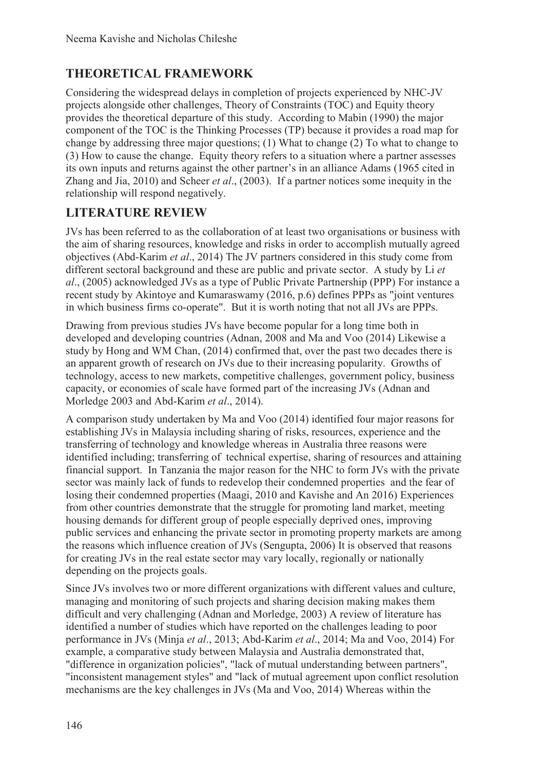## THEORETICAL FRAMEWORK

Considering the widespread delays in completion of projects experienced by NHC-JV projects alongside other challenges, Theory of Constraints (TOC) and Equity theory provides the theoretical departure of this study. According to Mabin (1990) the major component of the TOC is the Thinking Processes (TP) because it provides a road map for change by addressing three major questions; (1) What to change (2) To what to change to (3) How to cause the change. Equity theory refers to a situation where a partner assesses its own inputs and returns against the other partner's in an alliance Adams (1965 cited in Zhang and Jia, 2010) and Scheer *et al*., (2003). If a partner notices some inequity in the relationship will respond negatively.

## LITERATURE REVIEW

JVs has been referred to as the collaboration of at least two organisations or business with the aim of sharing resources, knowledge and risks in order to accomplish mutually agreed objectives (Abd-Karim *et al*., 2014) The JV partners considered in this study come from different sectoral background and these are public and private sector. A study by Li *et al*., (2005) acknowledged JVs as a type of Public Private Partnership (PPP) For instance a recent study by Akintoye and Kumaraswamy (2016, p.6) defines PPPs as "joint ventures in which business firms co-operate". But it is worth noting that not all JVs are PPPs.

Drawing from previous studies JVs have become popular for a long time both in developed and developing countries (Adnan, 2008 and Ma and Voo (2014) Likewise a study by Hong and WM Chan, (2014) confirmed that, over the past two decades there is an apparent growth of research on JVs due to their increasing popularity. Growths of technology, access to new markets, competitive challenges, government policy, business capacity, or economies of scale have formed part of the increasing JVs (Adnan and Morledge 2003 and Abd-Karim *et al*., 2014).

A comparison study undertaken by Ma and Voo (2014) identified four major reasons for establishing JVs in Malaysia including sharing of risks, resources, experience and the transferring of technology and knowledge whereas in Australia three reasons were identified including; transferring of technical expertise, sharing of resources and attaining financial support. In Tanzania the major reason for the NHC to form JVs with the private sector was mainly lack of funds to redevelop their condemned properties and the fear of losing their condemned properties (Maagi, 2010 and Kavishe and An 2016) Experiences from other countries demonstrate that the struggle for promoting land market, meeting housing demands for different group of people especially deprived ones, improving public services and enhancing the private sector in promoting property markets are among the reasons which influence creation of JVs (Sengupta, 2006) It is observed that reasons for creating JVs in the real estate sector may vary locally, regionally or nationally depending on the projects goals.

Since JVs involves two or more different organizations with different values and culture, managing and monitoring of such projects and sharing decision making makes them difficult and very challenging (Adnan and Morledge, 2003) A review of literature has identified a number of studies which have reported on the challenges leading to poor performance in JVs (Minja *et al*., 2013; Abd-Karim *et al*., 2014; Ma and Voo, 2014) For example, a comparative study between Malaysia and Australia demonstrated that, "difference in organization policies", "lack of mutual understanding between partners", "inconsistent management styles" and "lack of mutual agreement upon conflict resolution mechanisms are the key challenges in JVs (Ma and Voo, 2014) Whereas within the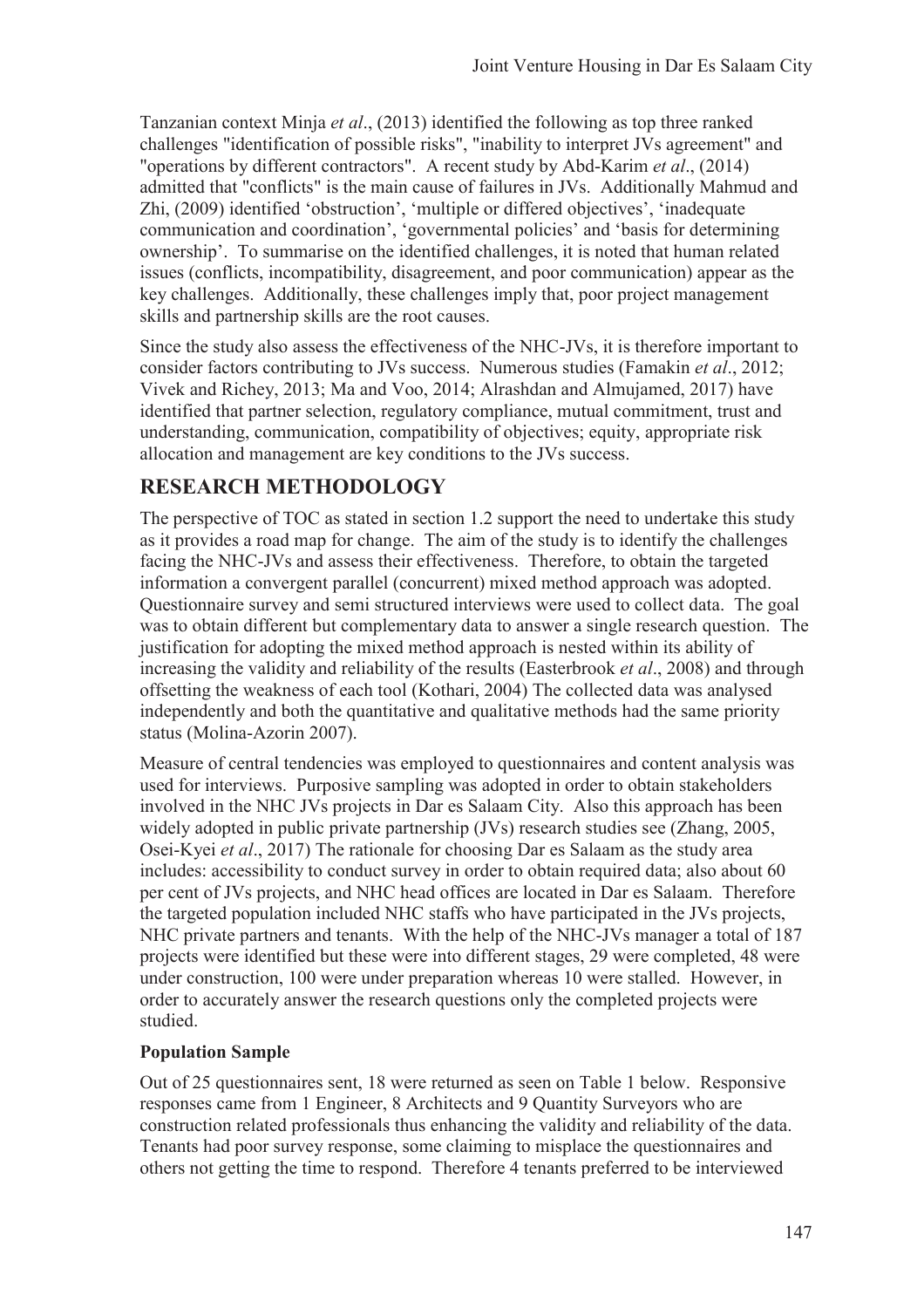Tanzanian context Minja *et al*., (2013) identified the following as top three ranked challenges "identification of possible risks", "inability to interpret JVs agreement" and "operations by different contractors". A recent study by Abd-Karim *et al*., (2014) admitted that "conflicts" is the main cause of failures in JVs. Additionally Mahmud and Zhi, (2009) identified 'obstruction', 'multiple or differed objectives', 'inadequate communication and coordination', 'governmental policies' and 'basis for determining ownership'. To summarise on the identified challenges, it is noted that human related issues (conflicts, incompatibility, disagreement, and poor communication) appear as the key challenges. Additionally, these challenges imply that, poor project management skills and partnership skills are the root causes.

Since the study also assess the effectiveness of the NHC-JVs, it is therefore important to consider factors contributing to JVs success. Numerous studies (Famakin *et al*., 2012; Vivek and Richey, 2013; Ma and Voo, 2014; Alrashdan and Almujamed, 2017) have identified that partner selection, regulatory compliance, mutual commitment, trust and understanding, communication, compatibility of objectives; equity, appropriate risk allocation and management are key conditions to the JVs success.

## RESEARCH METHODOLOGY

The perspective of TOC as stated in section 1.2 support the need to undertake this study as it provides a road map for change. The aim of the study is to identify the challenges facing the NHC-JVs and assess their effectiveness. Therefore, to obtain the targeted information a convergent parallel (concurrent) mixed method approach was adopted. Questionnaire survey and semi structured interviews were used to collect data. The goal was to obtain different but complementary data to answer a single research question. The justification for adopting the mixed method approach is nested within its ability of increasing the validity and reliability of the results (Easterbrook *et al*., 2008) and through offsetting the weakness of each tool (Kothari, 2004) The collected data was analysed independently and both the quantitative and qualitative methods had the same priority status (Molina-Azorin 2007).

Measure of central tendencies was employed to questionnaires and content analysis was used for interviews. Purposive sampling was adopted in order to obtain stakeholders involved in the NHC JVs projects in Dar es Salaam City. Also this approach has been widely adopted in public private partnership (JVs) research studies see (Zhang, 2005, Osei-Kyei *et al*., 2017) The rationale for choosing Dar es Salaam as the study area includes: accessibility to conduct survey in order to obtain required data; also about 60 per cent of JVs projects, and NHC head offices are located in Dar es Salaam. Therefore the targeted population included NHC staffs who have participated in the JVs projects, NHC private partners and tenants. With the help of the NHC-JVs manager a total of 187 projects were identified but these were into different stages, 29 were completed, 48 were under construction, 100 were under preparation whereas 10 were stalled. However, in order to accurately answer the research questions only the completed projects were studied.

**Population Sample**

Out of 25 questionnaires sent, 18 were returned as seen on Table 1 below. Responsive responses came from 1 Engineer, 8 Architects and 9 Quantity Surveyors who are construction related professionals thus enhancing the validity and reliability of the data. Tenants had poor survey response, some claiming to misplace the questionnaires and others not getting the time to respond. Therefore 4 tenants preferred to be interviewed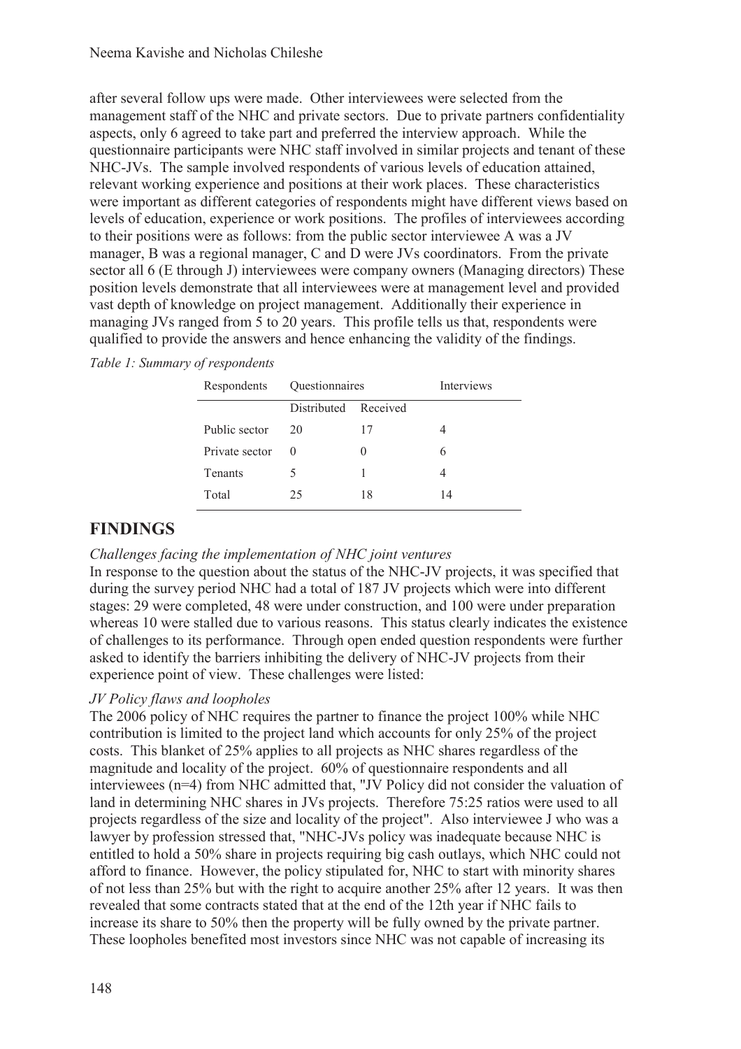after several follow ups were made. Other interviewees were selected from the management staff of the NHC and private sectors. Due to private partners confidentiality aspects, only 6 agreed to take part and preferred the interview approach. While the questionnaire participants were NHC staff involved in similar projects and tenant of these NHC-JVs. The sample involved respondents of various levels of education attained, relevant working experience and positions at their work places. These characteristics were important as different categories of respondents might have different views based on levels of education, experience or work positions. The profiles of interviewees according to their positions were as follows: from the public sector interviewee A was a JV manager, B was a regional manager, C and D were JVs coordinators. From the private sector all 6 (E through J) interviewees were company owners (Managing directors) These position levels demonstrate that all interviewees were at management level and provided vast depth of knowledge on project management. Additionally their experience in managing JVs ranged from 5 to 20 years. This profile tells us that, respondents were qualified to provide the answers and hence enhancing the validity of the findings.

*Table 1: Summary of respondents*

| Respondents | Questionnaires | | Interviews |
|---|---|---|---|
| | Distributed | Received | |
| Public sector | 20 | 17 | 4 |
| Private sector | 0 | 0 | 6 |
| Tenants | 5 | 1 | 4 |
| Total | 25 | 18 | 14 |

## FINDINGS

*Challenges facing the implementation of NHC joint ventures*

In response to the question about the status of the NHC-JV projects, it was specified that during the survey period NHC had a total of 187 JV projects which were into different stages: 29 were completed, 48 were under construction, and 100 were under preparation whereas 10 were stalled due to various reasons. This status clearly indicates the existence of challenges to its performance. Through open ended question respondents were further asked to identify the barriers inhibiting the delivery of NHC-JV projects from their experience point of view. These challenges were listed:

*JV Policy flaws and loopholes*

The 2006 policy of NHC requires the partner to finance the project 100% while NHC contribution is limited to the project land which accounts for only 25% of the project costs. This blanket of 25% applies to all projects as NHC shares regardless of the magnitude and locality of the project. 60% of questionnaire respondents and all interviewees (n=4) from NHC admitted that, "JV Policy did not consider the valuation of land in determining NHC shares in JVs projects. Therefore 75:25 ratios were used to all projects regardless of the size and locality of the project". Also interviewee J who was a lawyer by profession stressed that, "NHC-JVs policy was inadequate because NHC is entitled to hold a 50% share in projects requiring big cash outlays, which NHC could not afford to finance. However, the policy stipulated for, NHC to start with minority shares of not less than 25% but with the right to acquire another 25% after 12 years. It was then revealed that some contracts stated that at the end of the 12th year if NHC fails to increase its share to 50% then the property will be fully owned by the private partner. These loopholes benefited most investors since NHC was not capable of increasing its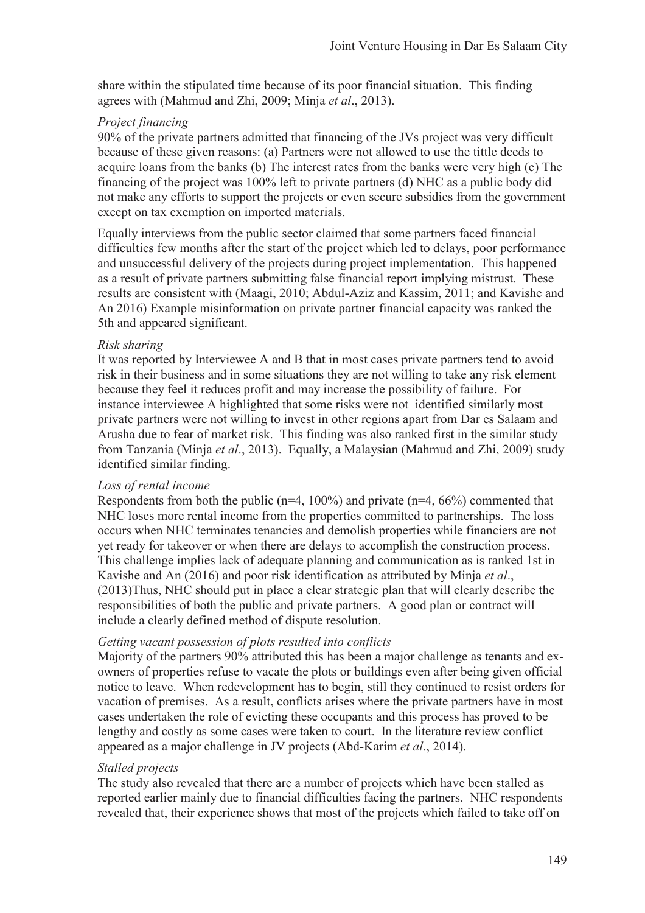share within the stipulated time because of its poor financial situation. This finding agrees with (Mahmud and Zhi, 2009; Minja *et al*., 2013).

*Project financing*

90% of the private partners admitted that financing of the JVs project was very difficult because of these given reasons: (a) Partners were not allowed to use the tittle deeds to acquire loans from the banks (b) The interest rates from the banks were very high (c) The financing of the project was 100% left to private partners (d) NHC as a public body did not make any efforts to support the projects or even secure subsidies from the government except on tax exemption on imported materials.

Equally interviews from the public sector claimed that some partners faced financial difficulties few months after the start of the project which led to delays, poor performance and unsuccessful delivery of the projects during project implementation. This happened as a result of private partners submitting false financial report implying mistrust. These results are consistent with (Maagi, 2010; Abdul-Aziz and Kassim, 2011; and Kavishe and An 2016) Example misinformation on private partner financial capacity was ranked the 5th and appeared significant.

*Risk sharing*

It was reported by Interviewee A and B that in most cases private partners tend to avoid risk in their business and in some situations they are not willing to take any risk element because they feel it reduces profit and may increase the possibility of failure. For instance interviewee A highlighted that some risks were not identified similarly most private partners were not willing to invest in other regions apart from Dar es Salaam and Arusha due to fear of market risk. This finding was also ranked first in the similar study from Tanzania (Minja *et al*., 2013). Equally, a Malaysian (Mahmud and Zhi, 2009) study identified similar finding.

*Loss of rental income*

Respondents from both the public (n=4, 100%) and private (n=4, 66%) commented that NHC loses more rental income from the properties committed to partnerships. The loss occurs when NHC terminates tenancies and demolish properties while financiers are not yet ready for takeover or when there are delays to accomplish the construction process. This challenge implies lack of adequate planning and communication as is ranked 1st in Kavishe and An (2016) and poor risk identification as attributed by Minja *et al*., (2013)Thus, NHC should put in place a clear strategic plan that will clearly describe the responsibilities of both the public and private partners. A good plan or contract will include a clearly defined method of dispute resolution.

*Getting vacant possession of plots resulted into conflicts*

Majority of the partners 90% attributed this has been a major challenge as tenants and ex-owners of properties refuse to vacate the plots or buildings even after being given official notice to leave. When redevelopment has to begin, still they continued to resist orders for vacation of premises. As a result, conflicts arises where the private partners have in most cases undertaken the role of evicting these occupants and this process has proved to be lengthy and costly as some cases were taken to court. In the literature review conflict appeared as a major challenge in JV projects (Abd-Karim *et al*., 2014).

*Stalled projects*

The study also revealed that there are a number of projects which have been stalled as reported earlier mainly due to financial difficulties facing the partners. NHC respondents revealed that, their experience shows that most of the projects which failed to take off on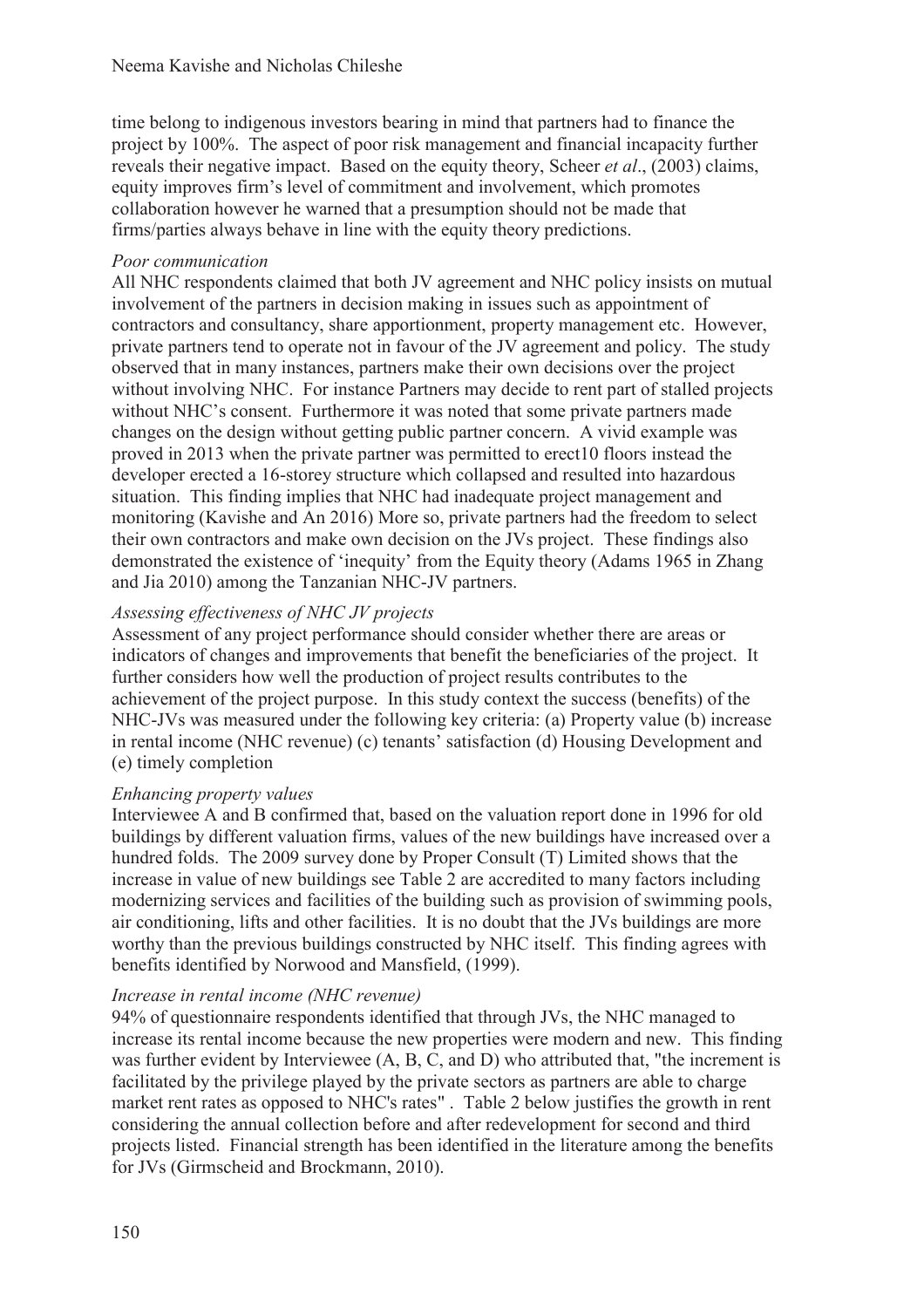time belong to indigenous investors bearing in mind that partners had to finance the project by 100%. The aspect of poor risk management and financial incapacity further reveals their negative impact. Based on the equity theory, Scheer *et al*., (2003) claims, equity improves firm's level of commitment and involvement, which promotes collaboration however he warned that a presumption should not be made that firms/parties always behave in line with the equity theory predictions.

*Poor communication*

All NHC respondents claimed that both JV agreement and NHC policy insists on mutual involvement of the partners in decision making in issues such as appointment of contractors and consultancy, share apportionment, property management etc. However, private partners tend to operate not in favour of the JV agreement and policy. The study observed that in many instances, partners make their own decisions over the project without involving NHC. For instance Partners may decide to rent part of stalled projects without NHC's consent. Furthermore it was noted that some private partners made changes on the design without getting public partner concern. A vivid example was proved in 2013 when the private partner was permitted to erect10 floors instead the developer erected a 16-storey structure which collapsed and resulted into hazardous situation. This finding implies that NHC had inadequate project management and monitoring (Kavishe and An 2016) More so, private partners had the freedom to select their own contractors and make own decision on the JVs project. These findings also demonstrated the existence of 'inequity' from the Equity theory (Adams 1965 in Zhang and Jia 2010) among the Tanzanian NHC-JV partners.

*Assessing effectiveness of NHC JV projects*

Assessment of any project performance should consider whether there are areas or indicators of changes and improvements that benefit the beneficiaries of the project. It further considers how well the production of project results contributes to the achievement of the project purpose. In this study context the success (benefits) of the NHC-JVs was measured under the following key criteria: (a) Property value (b) increase in rental income (NHC revenue) (c) tenants' satisfaction (d) Housing Development and (e) timely completion

*Enhancing property values*

Interviewee A and B confirmed that, based on the valuation report done in 1996 for old buildings by different valuation firms, values of the new buildings have increased over a hundred folds. The 2009 survey done by Proper Consult (T) Limited shows that the increase in value of new buildings see Table 2 are accredited to many factors including modernizing services and facilities of the building such as provision of swimming pools, air conditioning, lifts and other facilities. It is no doubt that the JVs buildings are more worthy than the previous buildings constructed by NHC itself. This finding agrees with benefits identified by Norwood and Mansfield, (1999).

*Increase in rental income (NHC revenue)*

94% of questionnaire respondents identified that through JVs, the NHC managed to increase its rental income because the new properties were modern and new. This finding was further evident by Interviewee (A, B, C, and D) who attributed that, "the increment is facilitated by the privilege played by the private sectors as partners are able to charge market rent rates as opposed to NHC's rates" . Table 2 below justifies the growth in rent considering the annual collection before and after redevelopment for second and third projects listed. Financial strength has been identified in the literature among the benefits for JVs (Girmscheid and Brockmann, 2010).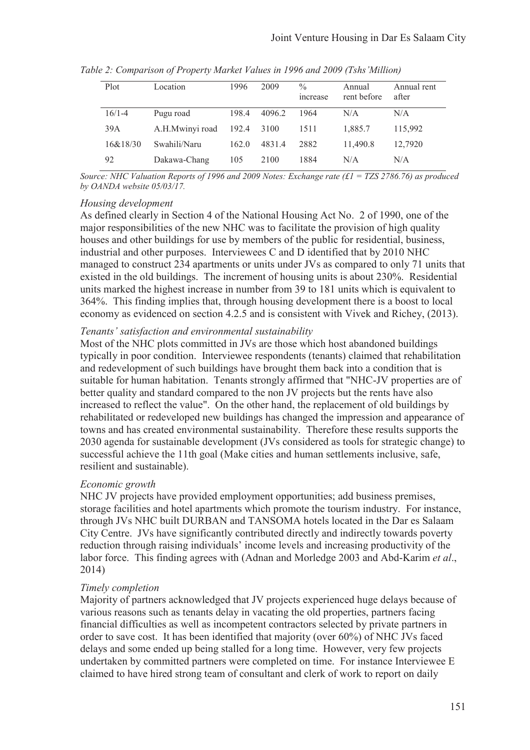*Table 2: Comparison of Property Market Values in 1996 and 2009 (Tshs'Million)*

| Plot | Location | 1996 | 2009 | % increase | Annual rent before | Annual rent after |
|---|---|---|---|---|---|---|
| 16/1-4 | Pugu road | 198.4 | 4096.2 | 1964 | N/A | N/A |
| 39A | A.H.Mwinyi road | 192.4 | 3100 | 1511 | 1,885.7 | 115,992 |
| 16&18/30 | Swahili/Naru | 162.0 | 4831.4 | 2882 | 11,490.8 | 12,7920 |
| 92 | Dakawa-Chang | 105 | 2100 | 1884 | N/A | N/A |

*Source: NHC Valuation Reports of 1996 and 2009 Notes: Exchange rate (£1 = TZS 2786.76) as produced by OANDA website 05/03/17.*

*Housing development*

As defined clearly in Section 4 of the National Housing Act No. 2 of 1990, one of the major responsibilities of the new NHC was to facilitate the provision of high quality houses and other buildings for use by members of the public for residential, business, industrial and other purposes. Interviewees C and D identified that by 2010 NHC managed to construct 234 apartments or units under JVs as compared to only 71 units that existed in the old buildings. The increment of housing units is about 230%. Residential units marked the highest increase in number from 39 to 181 units which is equivalent to 364%. This finding implies that, through housing development there is a boost to local economy as evidenced on section 4.2.5 and is consistent with Vivek and Richey, (2013).

*Tenants' satisfaction and environmental sustainability*

Most of the NHC plots committed in JVs are those which host abandoned buildings typically in poor condition. Interviewee respondents (tenants) claimed that rehabilitation and redevelopment of such buildings have brought them back into a condition that is suitable for human habitation. Tenants strongly affirmed that "NHC-JV properties are of better quality and standard compared to the non JV projects but the rents have also increased to reflect the value". On the other hand, the replacement of old buildings by rehabilitated or redeveloped new buildings has changed the impression and appearance of towns and has created environmental sustainability. Therefore these results supports the 2030 agenda for sustainable development (JVs considered as tools for strategic change) to successful achieve the 11th goal (Make cities and human settlements inclusive, safe, resilient and sustainable).

*Economic growth*

NHC JV projects have provided employment opportunities; add business premises, storage facilities and hotel apartments which promote the tourism industry. For instance, through JVs NHC built DURBAN and TANSOMA hotels located in the Dar es Salaam City Centre. JVs have significantly contributed directly and indirectly towards poverty reduction through raising individuals' income levels and increasing productivity of the labor force. This finding agrees with (Adnan and Morledge 2003 and Abd-Karim *et al*., 2014)

*Timely completion*

Majority of partners acknowledged that JV projects experienced huge delays because of various reasons such as tenants delay in vacating the old properties, partners facing financial difficulties as well as incompetent contractors selected by private partners in order to save cost. It has been identified that majority (over 60%) of NHC JVs faced delays and some ended up being stalled for a long time. However, very few projects undertaken by committed partners were completed on time. For instance Interviewee E claimed to have hired strong team of consultant and clerk of work to report on daily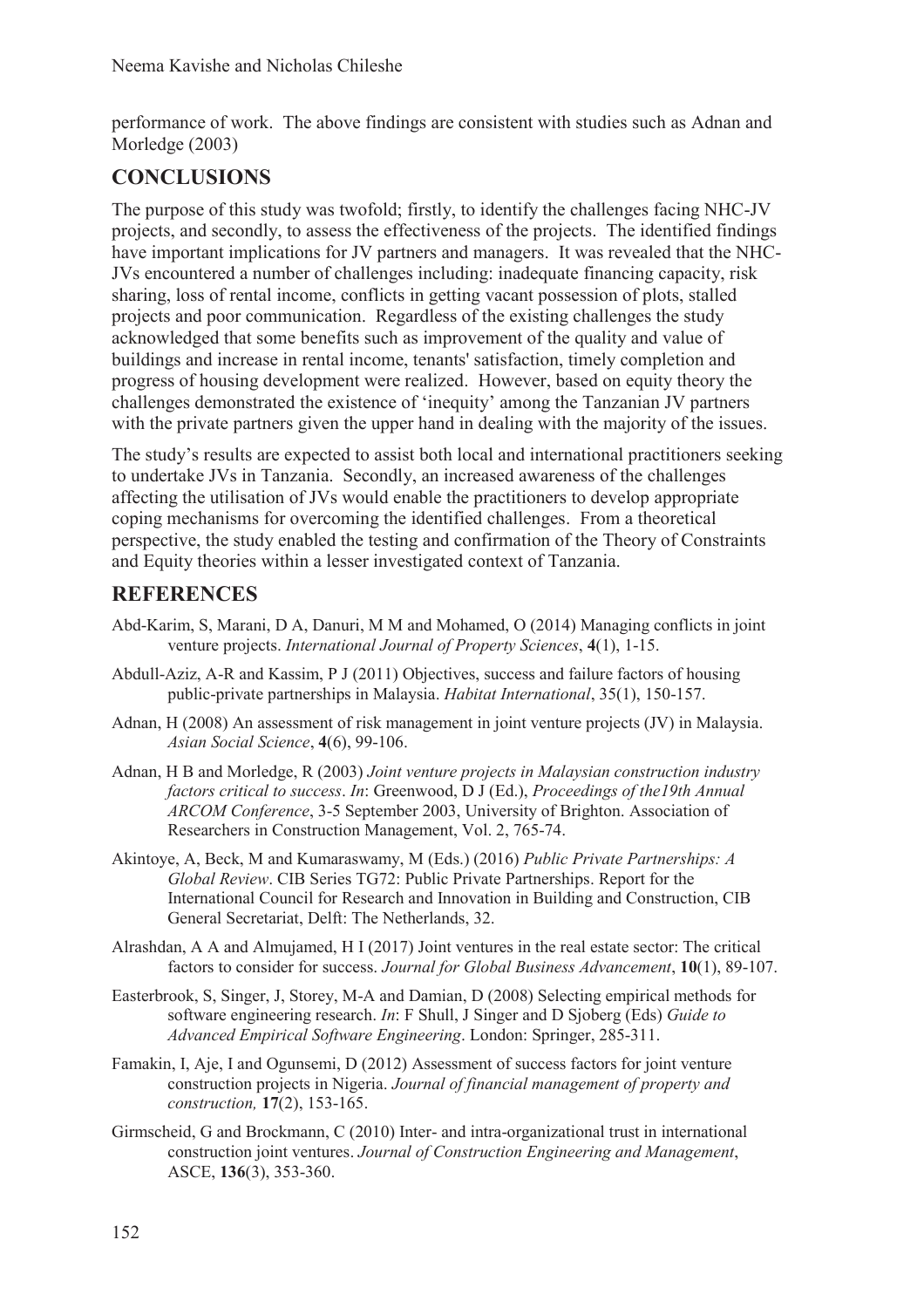performance of work. The above findings are consistent with studies such as Adnan and Morledge (2003)

## CONCLUSIONS

The purpose of this study was twofold; firstly, to identify the challenges facing NHC-JV projects, and secondly, to assess the effectiveness of the projects. The identified findings have important implications for JV partners and managers. It was revealed that the NHC-JVs encountered a number of challenges including: inadequate financing capacity, risk sharing, loss of rental income, conflicts in getting vacant possession of plots, stalled projects and poor communication. Regardless of the existing challenges the study acknowledged that some benefits such as improvement of the quality and value of buildings and increase in rental income, tenants' satisfaction, timely completion and progress of housing development were realized. However, based on equity theory the challenges demonstrated the existence of 'inequity' among the Tanzanian JV partners with the private partners given the upper hand in dealing with the majority of the issues.

The study's results are expected to assist both local and international practitioners seeking to undertake JVs in Tanzania. Secondly, an increased awareness of the challenges affecting the utilisation of JVs would enable the practitioners to develop appropriate coping mechanisms for overcoming the identified challenges. From a theoretical perspective, the study enabled the testing and confirmation of the Theory of Constraints and Equity theories within a lesser investigated context of Tanzania.

## REFERENCES

Abd-Karim, S, Marani, D A, Danuri, M M and Mohamed, O (2014) Managing conflicts in joint venture projects. *International Journal of Property Sciences*, **4**(1), 1-15.

Abdull-Aziz, A-R and Kassim, P J (2011) Objectives, success and failure factors of housing public-private partnerships in Malaysia. *Habitat International*, 35(1), 150-157.

Adnan, H (2008) An assessment of risk management in joint venture projects (JV) in Malaysia. *Asian Social Science*, **4**(6), 99-106.

Adnan, H B and Morledge, R (2003) *Joint venture projects in Malaysian construction industry factors critical to success*. *In*: Greenwood, D J (Ed.), *Proceedings of the19th Annual ARCOM Conference*, 3-5 September 2003, University of Brighton. Association of Researchers in Construction Management, Vol. 2, 765-74.

Akintoye, A, Beck, M and Kumaraswamy, M (Eds.) (2016) *Public Private Partnerships: A Global Review*. CIB Series TG72: Public Private Partnerships. Report for the International Council for Research and Innovation in Building and Construction, CIB General Secretariat, Delft: The Netherlands, 32.

Alrashdan, A A and Almujamed, H I (2017) Joint ventures in the real estate sector: The critical factors to consider for success. *Journal for Global Business Advancement*, **10**(1), 89-107.

Easterbrook, S, Singer, J, Storey, M-A and Damian, D (2008) Selecting empirical methods for software engineering research. *In*: F Shull, J Singer and D Sjoberg (Eds) *Guide to Advanced Empirical Software Engineering*. London: Springer, 285-311.

Famakin, I, Aje, I and Ogunsemi, D (2012) Assessment of success factors for joint venture construction projects in Nigeria. *Journal of financial management of property and construction,* **17**(2), 153-165.

Girmscheid, G and Brockmann, C (2010) Inter- and intra-organizational trust in international construction joint ventures. *Journal of Construction Engineering and Management*, ASCE, **136**(3), 353-360.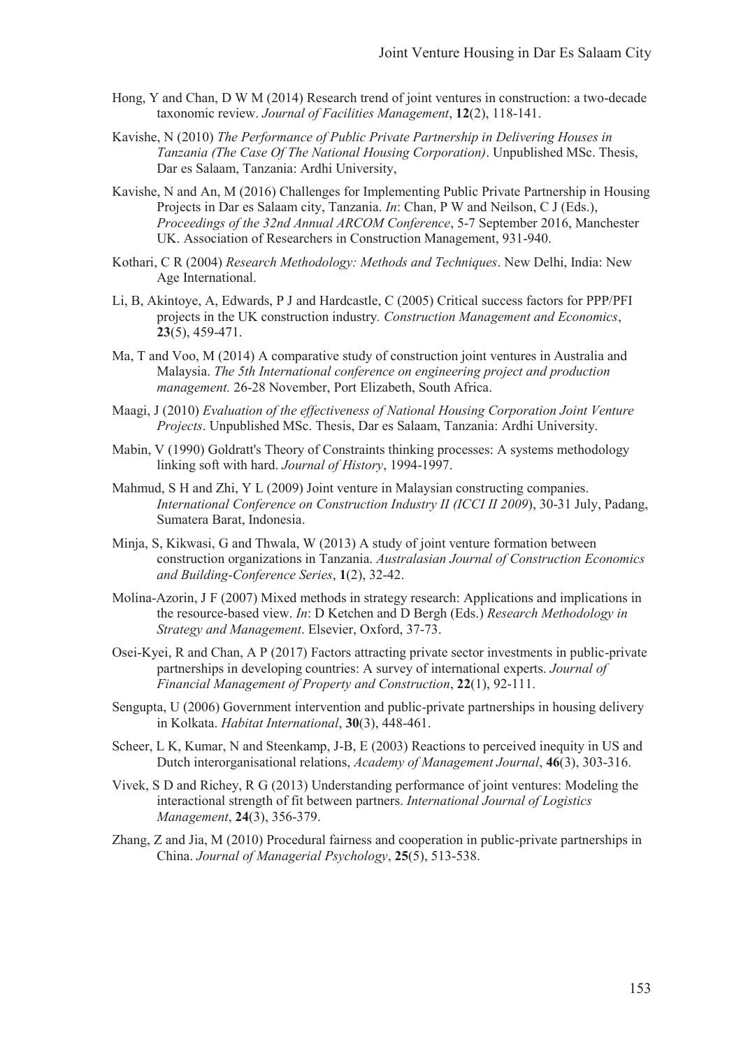Hong, Y and Chan, D W M (2014) Research trend of joint ventures in construction: a two-decade taxonomic review. *Journal of Facilities Management*, **12**(2), 118-141.

Kavishe, N (2010) *The Performance of Public Private Partnership in Delivering Houses in Tanzania (The Case Of The National Housing Corporation)*. Unpublished MSc. Thesis, Dar es Salaam, Tanzania: Ardhi University,

Kavishe, N and An, M (2016) Challenges for Implementing Public Private Partnership in Housing Projects in Dar es Salaam city, Tanzania. *In*: Chan, P W and Neilson, C J (Eds.), *Proceedings of the 32nd Annual ARCOM Conference*, 5-7 September 2016, Manchester UK. Association of Researchers in Construction Management, 931-940.

Kothari, C R (2004) *Research Methodology: Methods and Techniques*. New Delhi, India: New Age International.

Li, B, Akintoye, A, Edwards, P J and Hardcastle, C (2005) Critical success factors for PPP/PFI projects in the UK construction industry*. Construction Management and Economics*, **23**(5), 459-471.

Ma, T and Voo, M (2014) A comparative study of construction joint ventures in Australia and Malaysia. *The 5th International conference on engineering project and production management.* 26-28 November, Port Elizabeth, South Africa.

Maagi, J (2010) *Evaluation of the effectiveness of National Housing Corporation Joint Venture Projects*. Unpublished MSc. Thesis, Dar es Salaam, Tanzania: Ardhi University.

Mabin, V (1990) Goldratt's Theory of Constraints thinking processes: A systems methodology linking soft with hard. *Journal of History*, 1994-1997.

Mahmud, S H and Zhi, Y L (2009) Joint venture in Malaysian constructing companies. *International Conference on Construction Industry II (ICCI II 2009*), 30-31 July, Padang, Sumatera Barat, Indonesia.

Minja, S, Kikwasi, G and Thwala, W (2013) A study of joint venture formation between construction organizations in Tanzania. *Australasian Journal of Construction Economics and Building-Conference Series*, **1**(2), 32-42.

Molina-Azorin, J F (2007) Mixed methods in strategy research: Applications and implications in the resource-based view. *In*: D Ketchen and D Bergh (Eds.) *Research Methodology in Strategy and Management*. Elsevier, Oxford, 37-73.

Osei-Kyei, R and Chan, A P (2017) Factors attracting private sector investments in public-private partnerships in developing countries: A survey of international experts. *Journal of Financial Management of Property and Construction*, **22**(1), 92-111.

Sengupta, U (2006) Government intervention and public-private partnerships in housing delivery in Kolkata. *Habitat International*, **30**(3), 448-461.

Scheer, L K, Kumar, N and Steenkamp, J-B, E (2003) Reactions to perceived inequity in US and Dutch interorganisational relations, *Academy of Management Journal*, **46**(3), 303-316.

Vivek, S D and Richey, R G (2013) Understanding performance of joint ventures: Modeling the interactional strength of fit between partners. *International Journal of Logistics Management*, **24**(3), 356-379.

Zhang, Z and Jia, M (2010) Procedural fairness and cooperation in public-private partnerships in China. *Journal of Managerial Psychology*, **25**(5), 513-538.